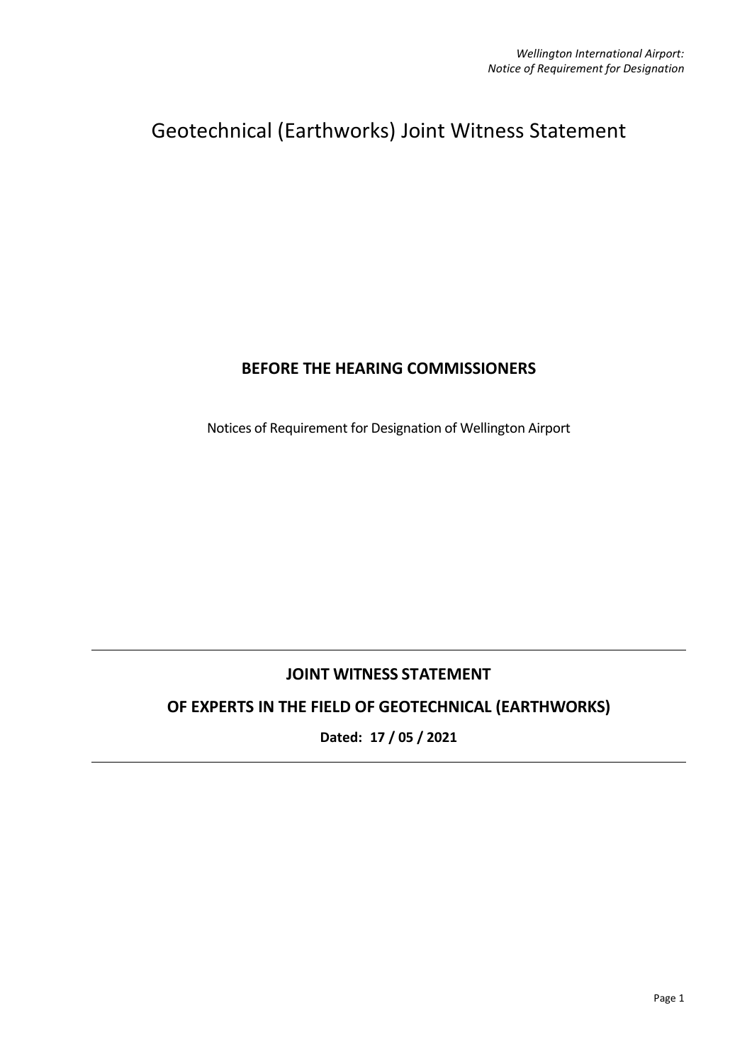# Geotechnical (Earthworks) Joint Witness Statement

**BEFORE THE HEARING COMMISSIONERS**

Notices of Requirement for Designation of Wellington Airport

---

**JOINT WITNESS STATEMENT**

**OF EXPERTS IN THE FIELD OF GEOTECHNICAL (EARTHWORKS)**

**Dated: 17 / 05 / 2021**

---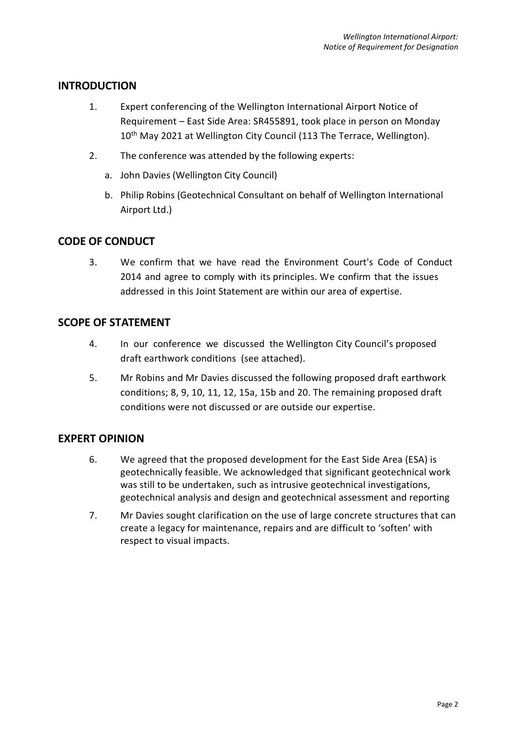## INTRODUCTION

1. Expert conferencing of the Wellington International Airport Notice of Requirement – East Side Area: SR455891, took place in person on Monday 10th May 2021 at Wellington City Council (113 The Terrace, Wellington).

2. The conference was attended by the following experts:

   a. John Davies (Wellington City Council)

   b. Philip Robins (Geotechnical Consultant on behalf of Wellington International Airport Ltd.)

## CODE OF CONDUCT

3. We confirm that we have read the Environment Court's Code of Conduct 2014 and agree to comply with its principles. We confirm that the issues addressed in this Joint Statement are within our area of expertise.

## SCOPE OF STATEMENT

4. In our conference we discussed the Wellington City Council's proposed draft earthwork conditions (see attached).

5. Mr Robins and Mr Davies discussed the following proposed draft earthwork conditions; 8, 9, 10, 11, 12, 15a, 15b and 20. The remaining proposed draft conditions were not discussed or are outside our expertise.

## EXPERT OPINION

6. We agreed that the proposed development for the East Side Area (ESA) is geotechnically feasible. We acknowledged that significant geotechnical work was still to be undertaken, such as intrusive geotechnical investigations, geotechnical analysis and design and geotechnical assessment and reporting

7. Mr Davies sought clarification on the use of large concrete structures that can create a legacy for maintenance, repairs and are difficult to 'soften' with respect to visual impacts.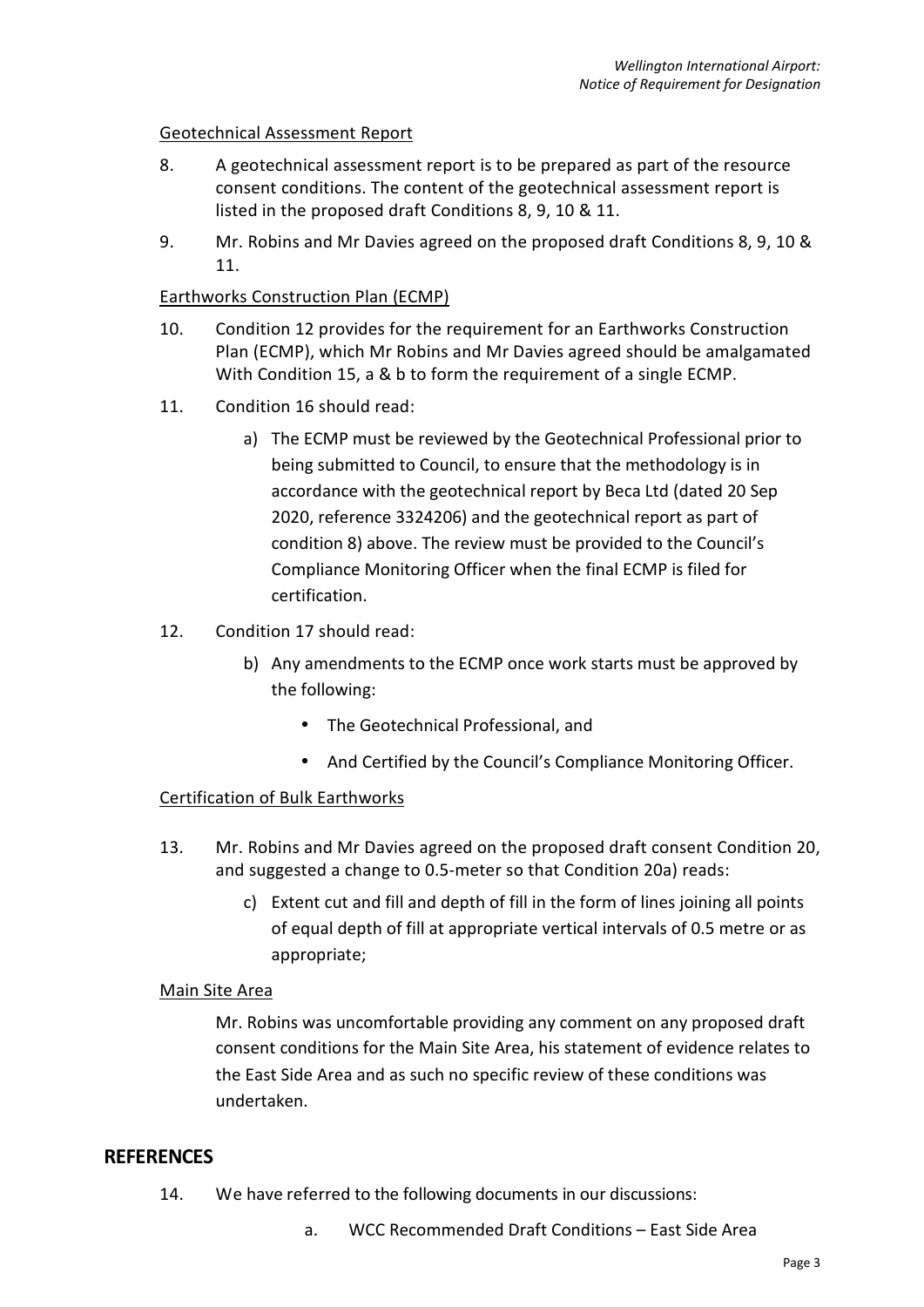Geotechnical Assessment Report

8. A geotechnical assessment report is to be prepared as part of the resource consent conditions. The content of the geotechnical assessment report is listed in the proposed draft Conditions 8, 9, 10 & 11.

9. Mr. Robins and Mr Davies agreed on the proposed draft Conditions 8, 9, 10 & 11.

Earthworks Construction Plan (ECMP)

10. Condition 12 provides for the requirement for an Earthworks Construction Plan (ECMP), which Mr Robins and Mr Davies agreed should be amalgamated With Condition 15, a & b to form the requirement of a single ECMP.

11. Condition 16 should read:

    a) The ECMP must be reviewed by the Geotechnical Professional prior to being submitted to Council, to ensure that the methodology is in accordance with the geotechnical report by Beca Ltd (dated 20 Sep 2020, reference 3324206) and the geotechnical report as part of condition 8) above. The review must be provided to the Council's Compliance Monitoring Officer when the final ECMP is filed for certification.

12. Condition 17 should read:

    b) Any amendments to the ECMP once work starts must be approved by the following:

        - The Geotechnical Professional, and
        - And Certified by the Council's Compliance Monitoring Officer.

Certification of Bulk Earthworks

13. Mr. Robins and Mr Davies agreed on the proposed draft consent Condition 20, and suggested a change to 0.5-meter so that Condition 20a) reads:

    c) Extent cut and fill and depth of fill in the form of lines joining all points of equal depth of fill at appropriate vertical intervals of 0.5 metre or as appropriate;

Main Site Area

Mr. Robins was uncomfortable providing any comment on any proposed draft consent conditions for the Main Site Area, his statement of evidence relates to the East Side Area and as such no specific review of these conditions was undertaken.

## REFERENCES

14. We have referred to the following documents in our discussions:

    a. WCC Recommended Draft Conditions – East Side Area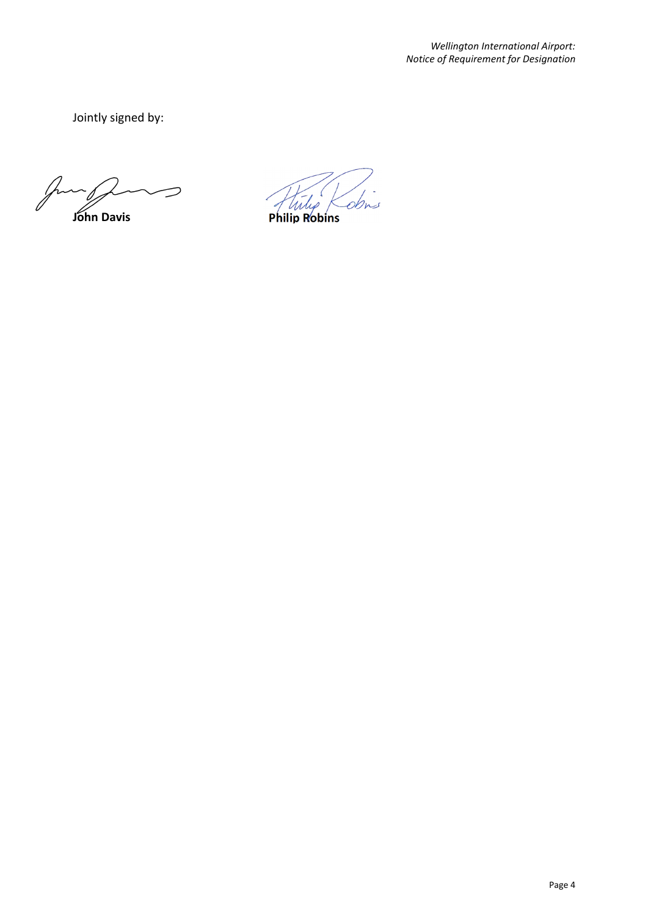Jointly signed by:

**John Davis** **Philip Robins**